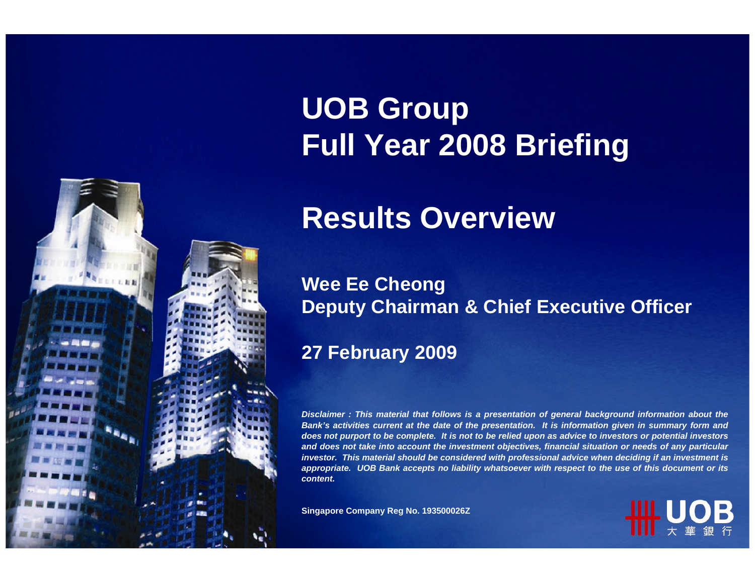# UOB Group
# Full Year 2008 Briefing

## Results Overview

**Wee Ee Cheong**
**Deputy Chairman & Chief Executive Officer**

**27 February 2009**

***Disclaimer : This material that follows is a presentation of general background information about the Bank's activities current at the date of the presentation. It is information given in summary form and does not purport to be complete. It is not to be relied upon as advice to investors or potential investors and does not take into account the investment objectives, financial situation or needs of any particular investor. This material should be considered with professional advice when deciding if an investment is appropriate. UOB Bank accepts no liability whatsoever with respect to the use of this document or its content.***

**Singapore Company Reg No. 193500026Z**

UOB 大華銀行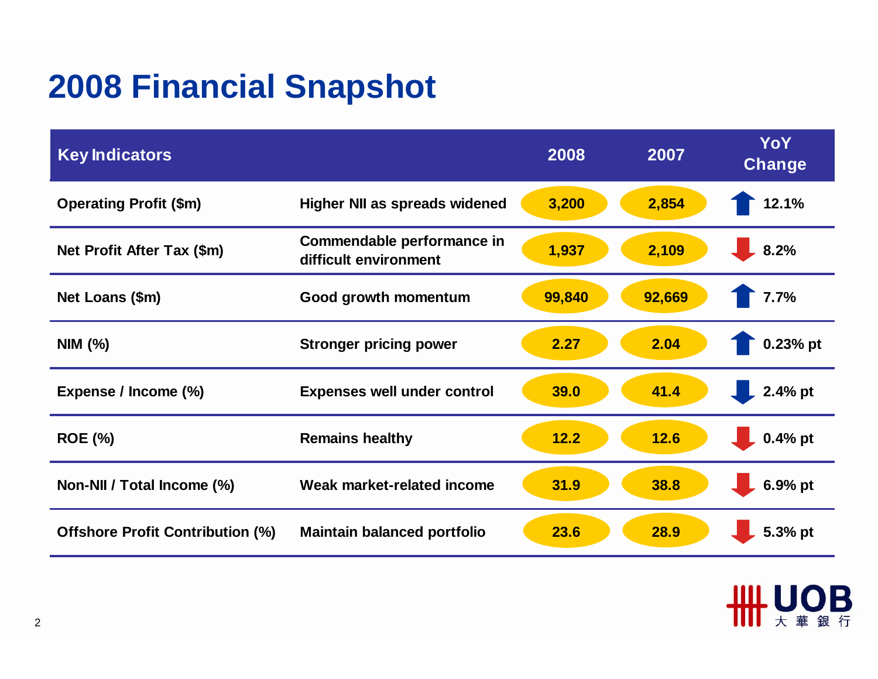# 2008 Financial Snapshot

| Key Indicators | | 2008 | 2007 | YoY Change |
|---|---|---|---|---|
| Operating Profit ($m) | Higher NII as spreads widened | 3,200 | 2,854 | ↑ 12.1% |
| Net Profit After Tax ($m) | Commendable performance in difficult environment | 1,937 | 2,109 | ↓ 8.2% |
| Net Loans ($m) | Good growth momentum | 99,840 | 92,669 | ↑ 7.7% |
| NIM (%) | Stronger pricing power | 2.27 | 2.04 | ↑ 0.23% pt |
| Expense / Income (%) | Expenses well under control | 39.0 | 41.4 | ↓ 2.4% pt |
| ROE (%) | Remains healthy | 12.2 | 12.6 | ↓ 0.4% pt |
| Non-NII / Total Income (%) | Weak market-related income | 31.9 | 38.8 | ↓ 6.9% pt |
| Offshore Profit Contribution (%) | Maintain balanced portfolio | 23.6 | 28.9 | ↓ 5.3% pt |

UOB 大華銀行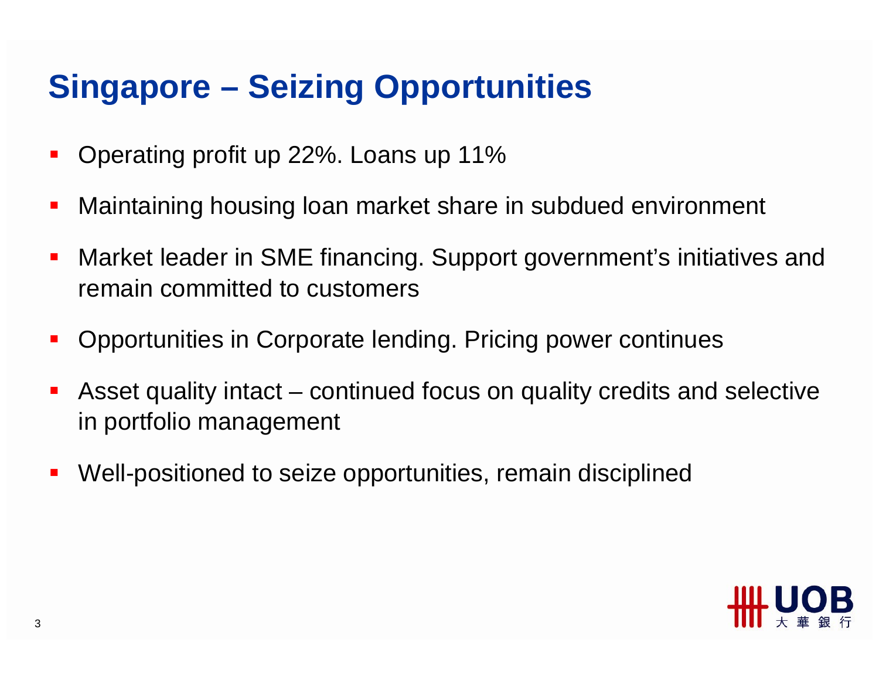# Singapore – Seizing Opportunities

- Operating profit up 22%. Loans up 11%
- Maintaining housing loan market share in subdued environment
- Market leader in SME financing. Support government's initiatives and remain committed to customers
- Opportunities in Corporate lending. Pricing power continues
- Asset quality intact – continued focus on quality credits and selective in portfolio management
- Well-positioned to seize opportunities, remain disciplined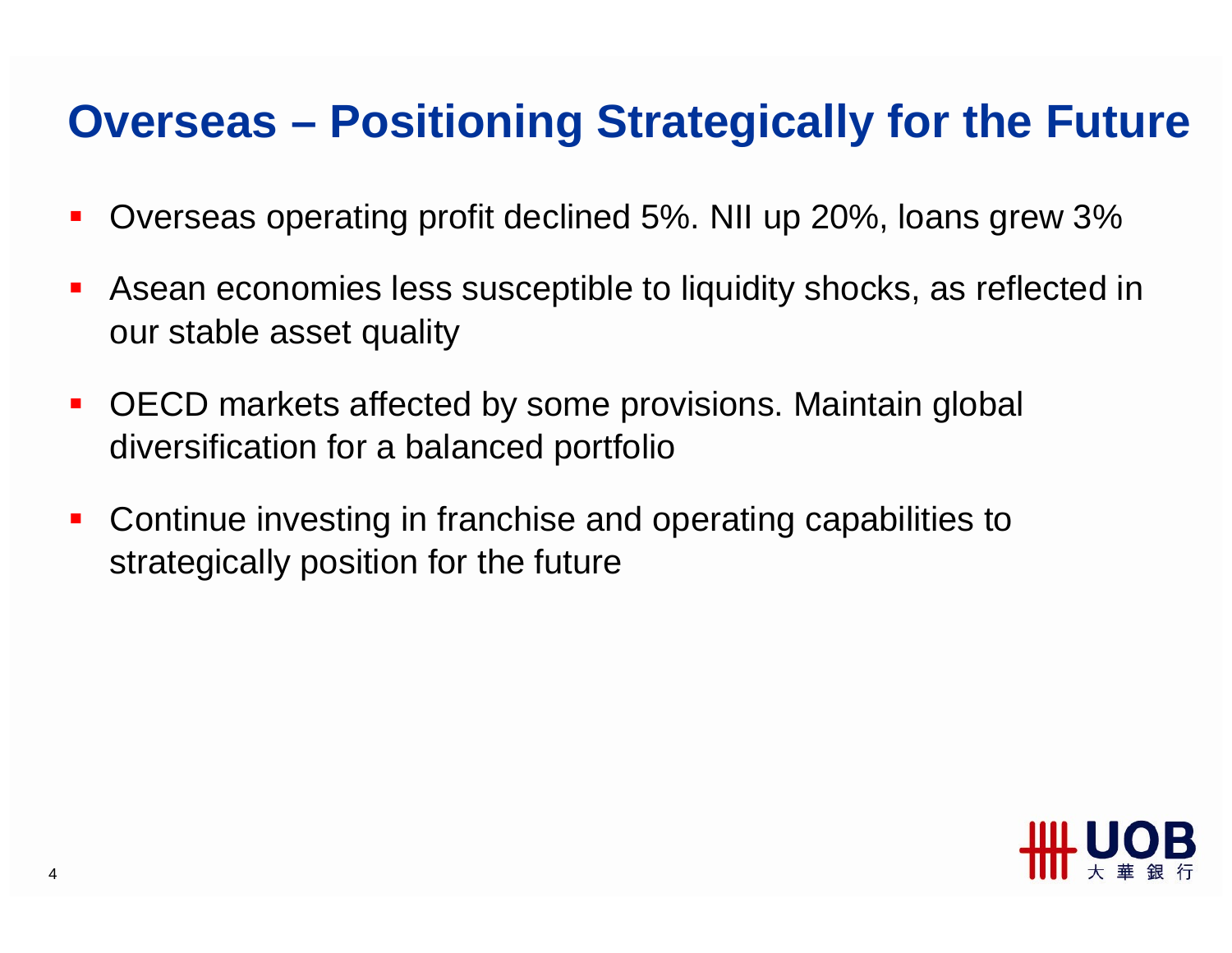# Overseas – Positioning Strategically for the Future

- Overseas operating profit declined 5%. NII up 20%, loans grew 3%
- Asean economies less susceptible to liquidity shocks, as reflected in our stable asset quality
- OECD markets affected by some provisions. Maintain global diversification for a balanced portfolio
- Continue investing in franchise and operating capabilities to strategically position for the future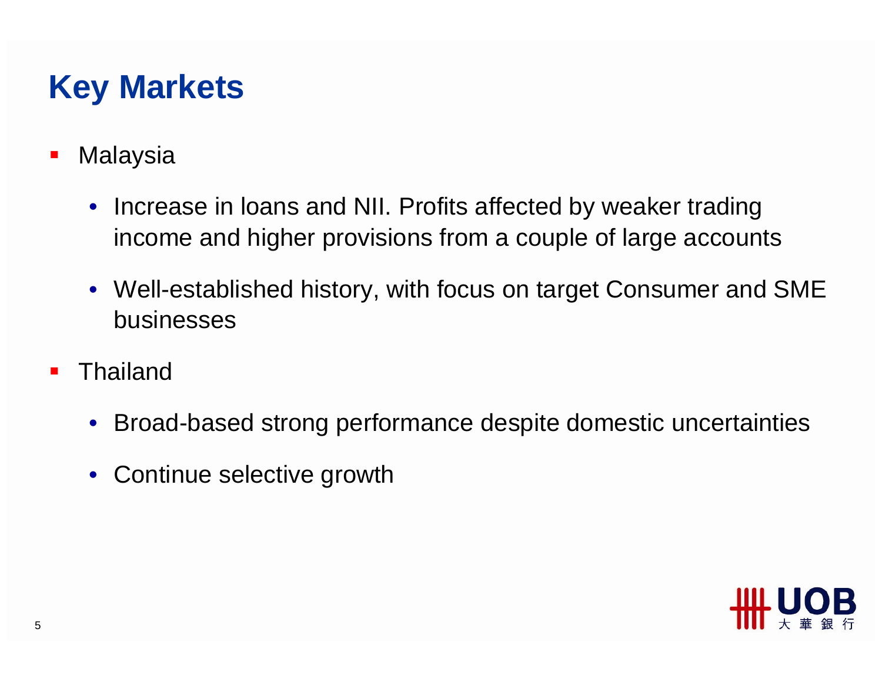# Key Markets

- Malaysia
  - Increase in loans and NII. Profits affected by weaker trading income and higher provisions from a couple of large accounts
  - Well-established history, with focus on target Consumer and SME businesses
- Thailand
  - Broad-based strong performance despite domestic uncertainties
  - Continue selective growth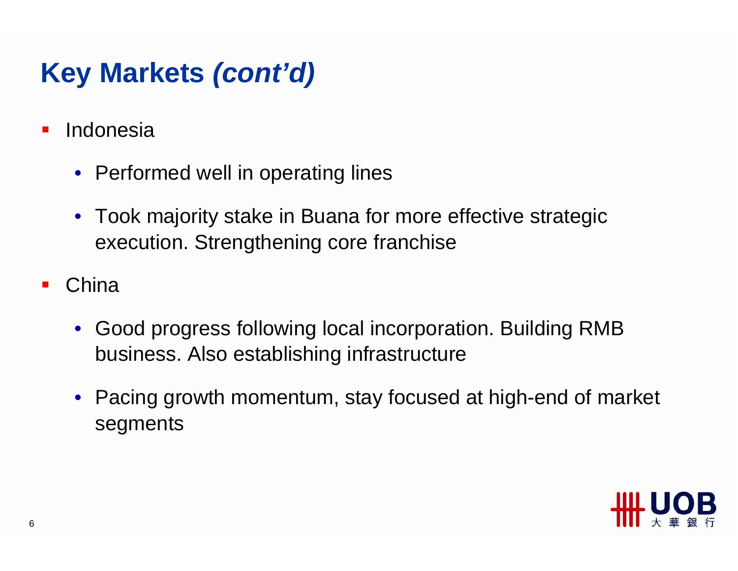# Key Markets *(cont'd)*

- Indonesia
  - Performed well in operating lines
  - Took majority stake in Buana for more effective strategic execution. Strengthening core franchise
- China
  - Good progress following local incorporation. Building RMB business. Also establishing infrastructure
  - Pacing growth momentum, stay focused at high-end of market segments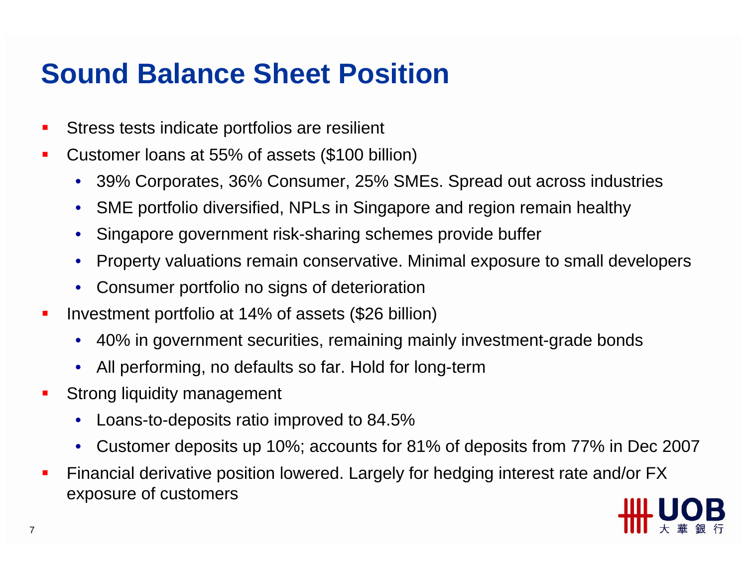# Sound Balance Sheet Position

- Stress tests indicate portfolios are resilient
- Customer loans at 55% of assets ($100 billion)
  - 39% Corporates, 36% Consumer, 25% SMEs. Spread out across industries
  - SME portfolio diversified, NPLs in Singapore and region remain healthy
  - Singapore government risk-sharing schemes provide buffer
  - Property valuations remain conservative. Minimal exposure to small developers
  - Consumer portfolio no signs of deterioration
- Investment portfolio at 14% of assets ($26 billion)
  - 40% in government securities, remaining mainly investment-grade bonds
  - All performing, no defaults so far. Hold for long-term
- Strong liquidity management
  - Loans-to-deposits ratio improved to 84.5%
  - Customer deposits up 10%; accounts for 81% of deposits from 77% in Dec 2007
- Financial derivative position lowered. Largely for hedging interest rate and/or FX exposure of customers

UOB 大華銀行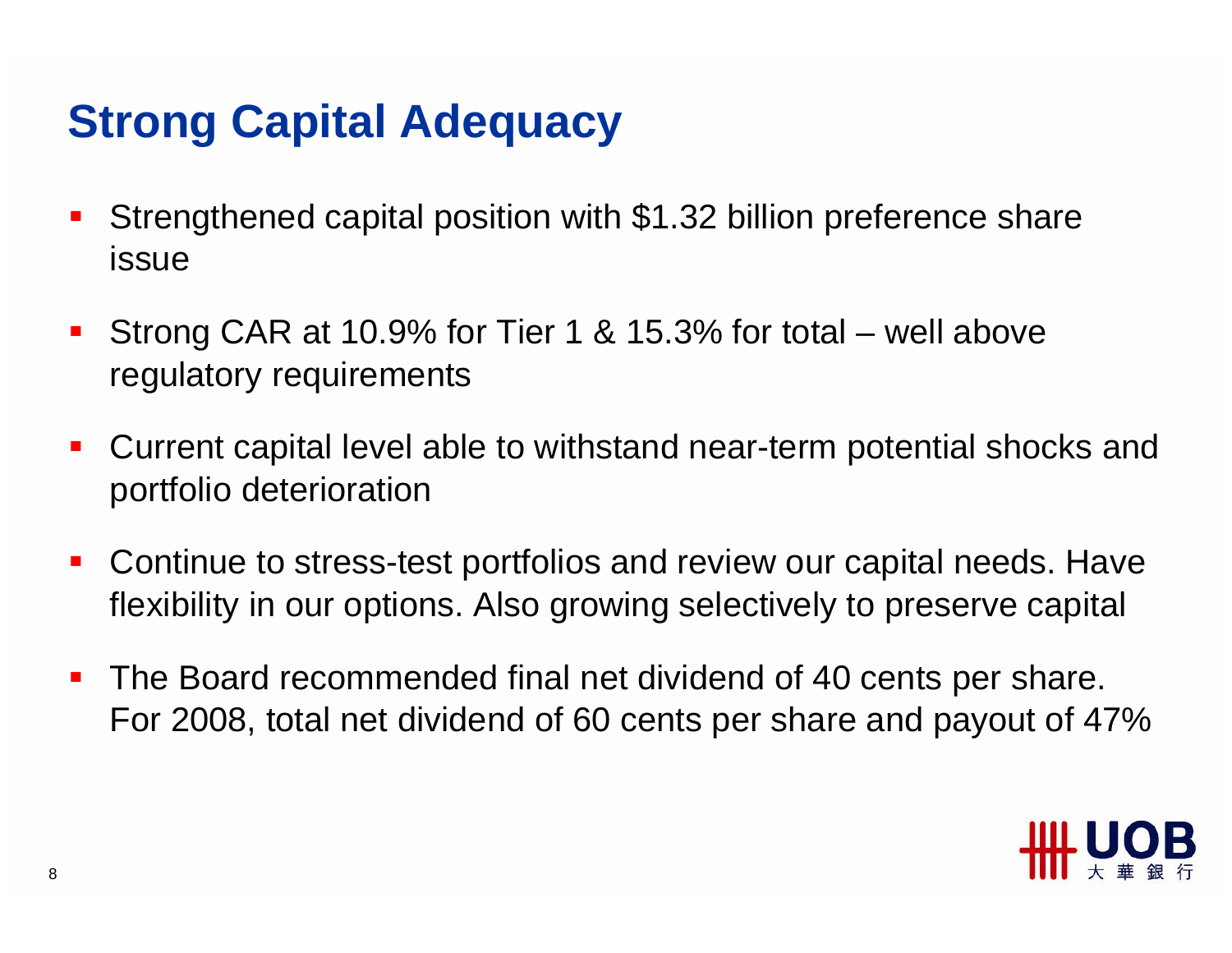# Strong Capital Adequacy

- Strengthened capital position with $1.32 billion preference share issue
- Strong CAR at 10.9% for Tier 1 & 15.3% for total – well above regulatory requirements
- Current capital level able to withstand near-term potential shocks and portfolio deterioration
- Continue to stress-test portfolios and review our capital needs. Have flexibility in our options. Also growing selectively to preserve capital
- The Board recommended final net dividend of 40 cents per share. For 2008, total net dividend of 60 cents per share and payout of 47%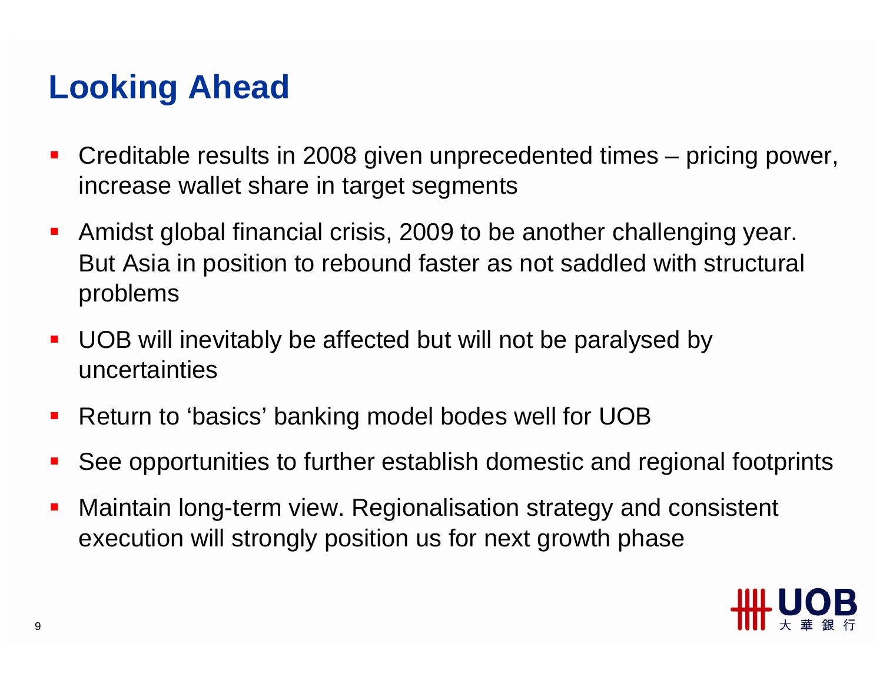# Looking Ahead

- Creditable results in 2008 given unprecedented times – pricing power, increase wallet share in target segments
- Amidst global financial crisis, 2009 to be another challenging year. But Asia in position to rebound faster as not saddled with structural problems
- UOB will inevitably be affected but will not be paralysed by uncertainties
- Return to 'basics' banking model bodes well for UOB
- See opportunities to further establish domestic and regional footprints
- Maintain long-term view. Regionalisation strategy and consistent execution will strongly position us for next growth phase